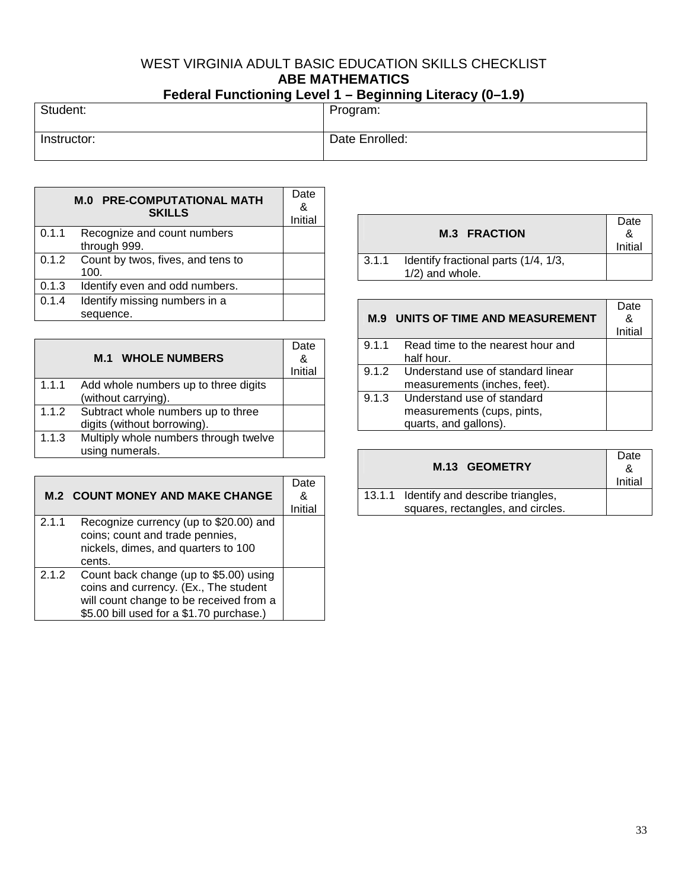# WEST VIRGINIA ADULT BASIC EDUCATION SKILLS CHECKLIST

## ABE MATHEMATICS

## Federal Functioning Level 1 – Beginning Literacy (0–1.9)

| Student: | Program: |
|---|---|
| Instructor: | Date Enrolled: |

| M.0 PRE-COMPUTATIONAL MATH SKILLS | | Date & Initial |
|---|---|---|
| 0.1.1 | Recognize and count numbers through 999. | |
| 0.1.2 | Count by twos, fives, and tens to 100. | |
| 0.1.3 | Identify even and odd numbers. | |
| 0.1.4 | Identify missing numbers in a sequence. | |

| M.1 WHOLE NUMBERS | | Date & Initial |
|---|---|---|
| 1.1.1 | Add whole numbers up to three digits (without carrying). | |
| 1.1.2 | Subtract whole numbers up to three digits (without borrowing). | |
| 1.1.3 | Multiply whole numbers through twelve using numerals. | |

| M.2 COUNT MONEY AND MAKE CHANGE | | Date & Initial |
|---|---|---|
| 2.1.1 | Recognize currency (up to $20.00) and coins; count and trade pennies, nickels, dimes, and quarters to 100 cents. | |
| 2.1.2 | Count back change (up to $5.00) using coins and currency. (Ex., The student will count change to be received from a $5.00 bill used for a $1.70 purchase.) | |

| M.3 FRACTION | | Date & Initial |
|---|---|---|
| 3.1.1 | Identify fractional parts (1/4, 1/3, 1/2) and whole. | |

| M.9 UNITS OF TIME AND MEASUREMENT | | Date & Initial |
|---|---|---|
| 9.1.1 | Read time to the nearest hour and half hour. | |
| 9.1.2 | Understand use of standard linear measurements (inches, feet). | |
| 9.1.3 | Understand use of standard measurements (cups, pints, quarts, and gallons). | |

| M.13 GEOMETRY | | Date & Initial |
|---|---|---|
| 13.1.1 | Identify and describe triangles, squares, rectangles, and circles. | |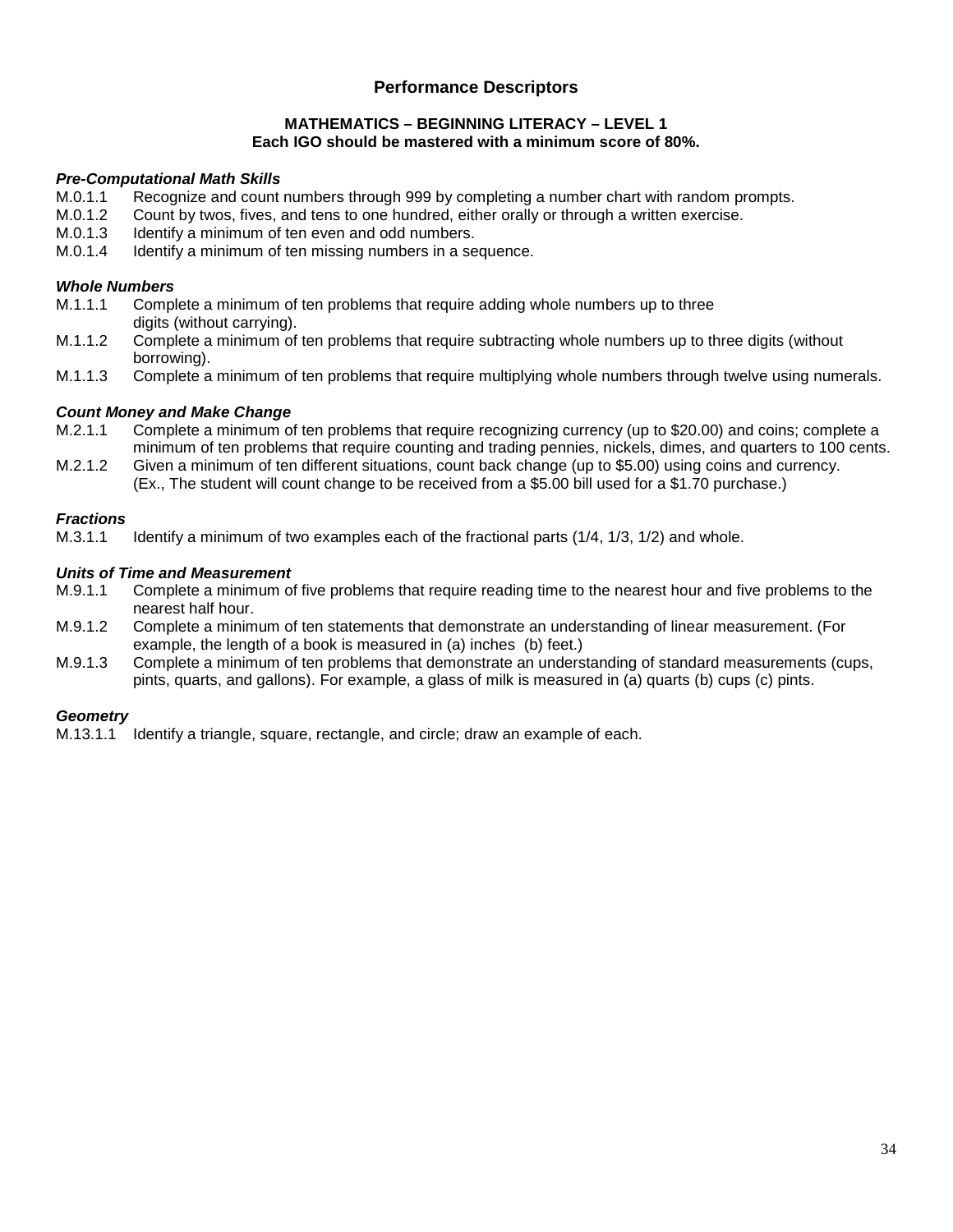## Performance Descriptors

**MATHEMATICS – BEGINNING LITERACY – LEVEL 1**
**Each IGO should be mastered with a minimum score of 80%.**

***Pre-Computational Math Skills***

M.0.1.1 Recognize and count numbers through 999 by completing a number chart with random prompts.
M.0.1.2 Count by twos, fives, and tens to one hundred, either orally or through a written exercise.
M.0.1.3 Identify a minimum of ten even and odd numbers.
M.0.1.4 Identify a minimum of ten missing numbers in a sequence.

***Whole Numbers***

M.1.1.1 Complete a minimum of ten problems that require adding whole numbers up to three digits (without carrying).
M.1.1.2 Complete a minimum of ten problems that require subtracting whole numbers up to three digits (without borrowing).
M.1.1.3 Complete a minimum of ten problems that require multiplying whole numbers through twelve using numerals.

***Count Money and Make Change***

M.2.1.1 Complete a minimum of ten problems that require recognizing currency (up to $20.00) and coins; complete a minimum of ten problems that require counting and trading pennies, nickels, dimes, and quarters to 100 cents.
M.2.1.2 Given a minimum of ten different situations, count back change (up to $5.00) using coins and currency. (Ex., The student will count change to be received from a $5.00 bill used for a $1.70 purchase.)

***Fractions***

M.3.1.1 Identify a minimum of two examples each of the fractional parts (1/4, 1/3, 1/2) and whole.

***Units of Time and Measurement***

M.9.1.1 Complete a minimum of five problems that require reading time to the nearest hour and five problems to the nearest half hour.
M.9.1.2 Complete a minimum of ten statements that demonstrate an understanding of linear measurement. (For example, the length of a book is measured in (a) inches (b) feet.)
M.9.1.3 Complete a minimum of ten problems that demonstrate an understanding of standard measurements (cups, pints, quarts, and gallons). For example, a glass of milk is measured in (a) quarts (b) cups (c) pints.

***Geometry***

M.13.1.1 Identify a triangle, square, rectangle, and circle; draw an example of each.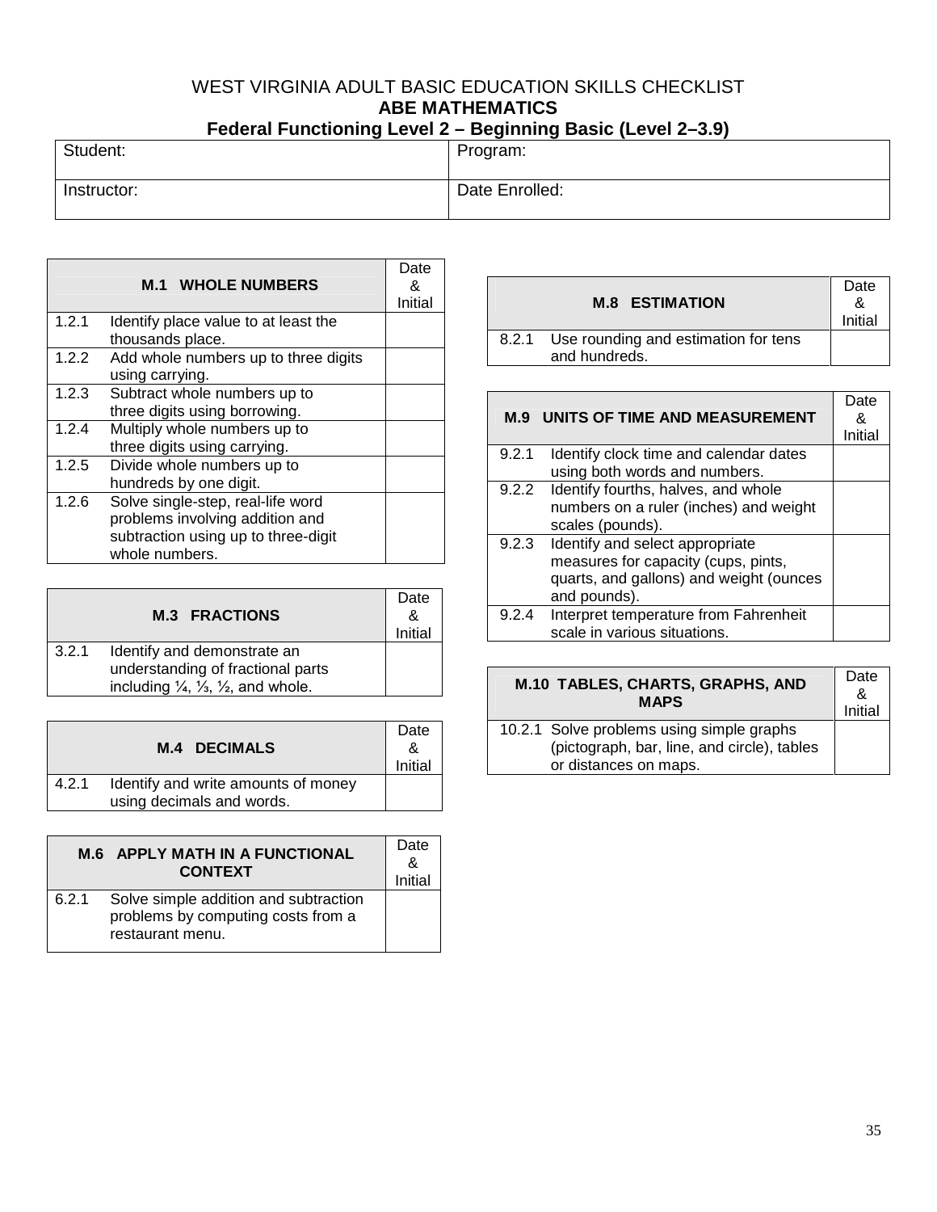# WEST VIRGINIA ADULT BASIC EDUCATION SKILLS CHECKLIST

## ABE MATHEMATICS

### Federal Functioning Level 2 – Beginning Basic (Level 2–3.9)

| Student: | Program: |
|---|---|
| Instructor: | Date Enrolled: |

| M.1 WHOLE NUMBERS | | Date & Initial |
|---|---|---|
| 1.2.1 | Identify place value to at least the thousands place. | |
| 1.2.2 | Add whole numbers up to three digits using carrying. | |
| 1.2.3 | Subtract whole numbers up to three digits using borrowing. | |
| 1.2.4 | Multiply whole numbers up to three digits using carrying. | |
| 1.2.5 | Divide whole numbers up to hundreds by one digit. | |
| 1.2.6 | Solve single-step, real-life word problems involving addition and subtraction using up to three-digit whole numbers. | |

| M.3 FRACTIONS | | Date & Initial |
|---|---|---|
| 3.2.1 | Identify and demonstrate an understanding of fractional parts including ¼, ⅓, ½, and whole. | |

| M.4 DECIMALS | | Date & Initial |
|---|---|---|
| 4.2.1 | Identify and write amounts of money using decimals and words. | |

| M.6 APPLY MATH IN A FUNCTIONAL CONTEXT | | Date & Initial |
|---|---|---|
| 6.2.1 | Solve simple addition and subtraction problems by computing costs from a restaurant menu. | |

| M.8 ESTIMATION | | Date & Initial |
|---|---|---|
| 8.2.1 | Use rounding and estimation for tens and hundreds. | |

| M.9 UNITS OF TIME AND MEASUREMENT | | Date & Initial |
|---|---|---|
| 9.2.1 | Identify clock time and calendar dates using both words and numbers. | |
| 9.2.2 | Identify fourths, halves, and whole numbers on a ruler (inches) and weight scales (pounds). | |
| 9.2.3 | Identify and select appropriate measures for capacity (cups, pints, quarts, and gallons) and weight (ounces and pounds). | |
| 9.2.4 | Interpret temperature from Fahrenheit scale in various situations. | |

| M.10 TABLES, CHARTS, GRAPHS, AND MAPS | | Date & Initial |
|---|---|---|
| 10.2.1 | Solve problems using simple graphs (pictograph, bar, line, and circle), tables or distances on maps. | |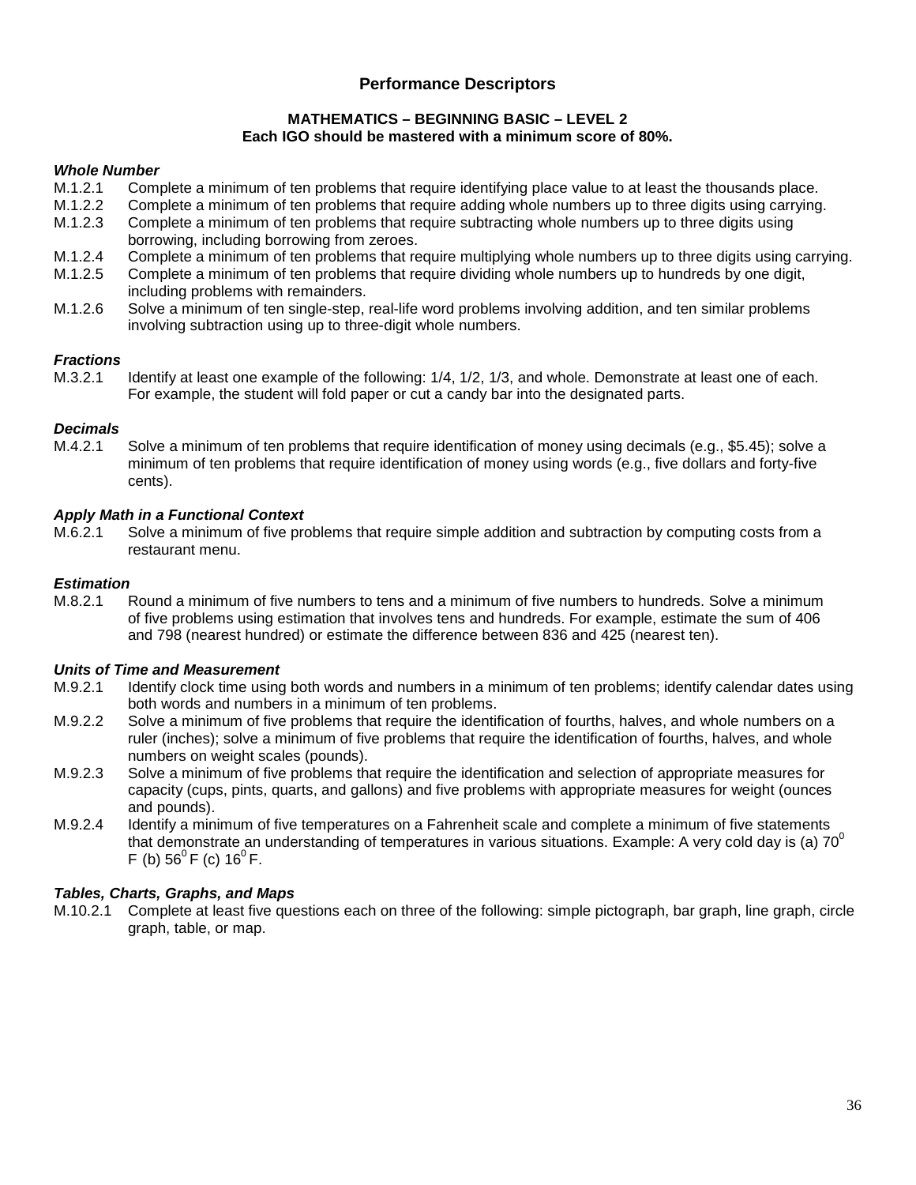## Performance Descriptors

### MATHEMATICS – BEGINNING BASIC – LEVEL 2

**Each IGO should be mastered with a minimum score of 80%.**

***Whole Number***

M.1.2.1 Complete a minimum of ten problems that require identifying place value to at least the thousands place.

M.1.2.2 Complete a minimum of ten problems that require adding whole numbers up to three digits using carrying.

M.1.2.3 Complete a minimum of ten problems that require subtracting whole numbers up to three digits using borrowing, including borrowing from zeroes.

M.1.2.4 Complete a minimum of ten problems that require multiplying whole numbers up to three digits using carrying.

M.1.2.5 Complete a minimum of ten problems that require dividing whole numbers up to hundreds by one digit, including problems with remainders.

M.1.2.6 Solve a minimum of ten single-step, real-life word problems involving addition, and ten similar problems involving subtraction using up to three-digit whole numbers.

***Fractions***

M.3.2.1 Identify at least one example of the following: 1/4, 1/2, 1/3, and whole. Demonstrate at least one of each. For example, the student will fold paper or cut a candy bar into the designated parts.

***Decimals***

M.4.2.1 Solve a minimum of ten problems that require identification of money using decimals (e.g., $5.45); solve a minimum of ten problems that require identification of money using words (e.g., five dollars and forty-five cents).

***Apply Math in a Functional Context***

M.6.2.1 Solve a minimum of five problems that require simple addition and subtraction by computing costs from a restaurant menu.

***Estimation***

M.8.2.1 Round a minimum of five numbers to tens and a minimum of five numbers to hundreds. Solve a minimum of five problems using estimation that involves tens and hundreds. For example, estimate the sum of 406 and 798 (nearest hundred) or estimate the difference between 836 and 425 (nearest ten).

***Units of Time and Measurement***

M.9.2.1 Identify clock time using both words and numbers in a minimum of ten problems; identify calendar dates using both words and numbers in a minimum of ten problems.

M.9.2.2 Solve a minimum of five problems that require the identification of fourths, halves, and whole numbers on a ruler (inches); solve a minimum of five problems that require the identification of fourths, halves, and whole numbers on weight scales (pounds).

M.9.2.3 Solve a minimum of five problems that require the identification and selection of appropriate measures for capacity (cups, pints, quarts, and gallons) and five problems with appropriate measures for weight (ounces and pounds).

M.9.2.4 Identify a minimum of five temperatures on a Fahrenheit scale and complete a minimum of five statements that demonstrate an understanding of temperatures in various situations. Example: A very cold day is (a) $70^0$ F (b) $56^0$ F (c) $16^0$ F.

***Tables, Charts, Graphs, and Maps***

M.10.2.1 Complete at least five questions each on three of the following: simple pictograph, bar graph, line graph, circle graph, table, or map.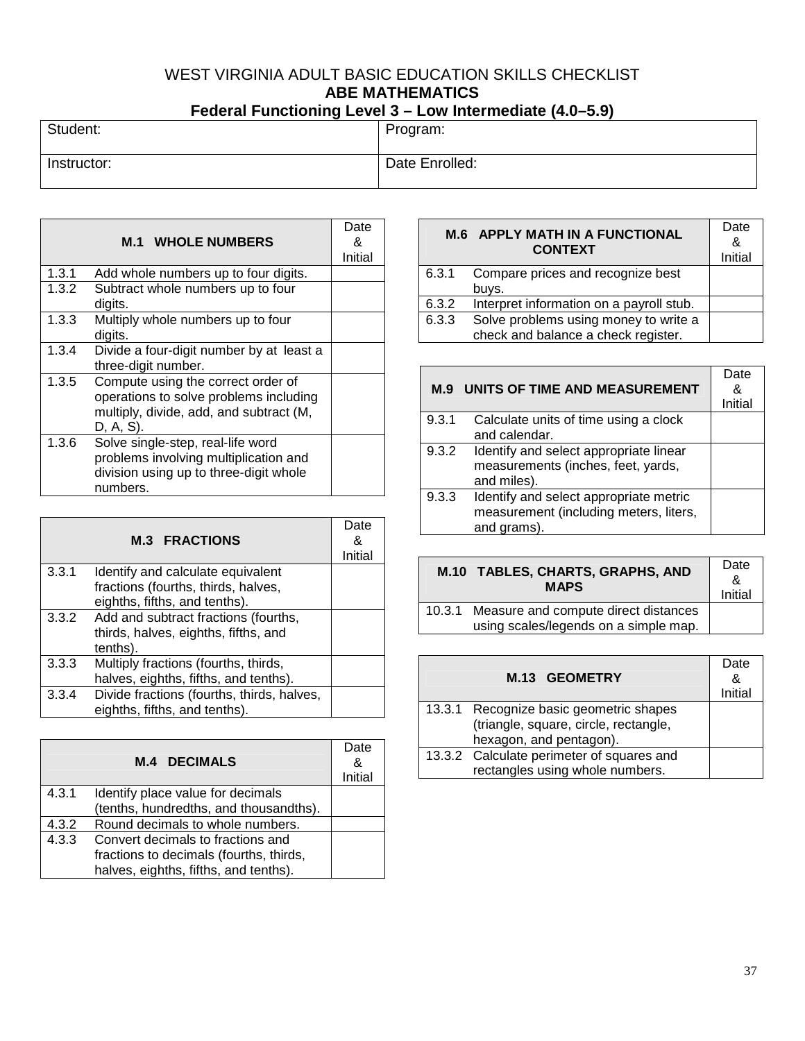# WEST VIRGINIA ADULT BASIC EDUCATION SKILLS CHECKLIST

## ABE MATHEMATICS

### Federal Functioning Level 3 – Low Intermediate (4.0–5.9)

| Student: | Program: |
|---|---|
| Instructor: | Date Enrolled: |

| | M.1 WHOLE NUMBERS | Date & Initial |
|---|---|---|
| 1.3.1 | Add whole numbers up to four digits. | |
| 1.3.2 | Subtract whole numbers up to four digits. | |
| 1.3.3 | Multiply whole numbers up to four digits. | |
| 1.3.4 | Divide a four-digit number by at least a three-digit number. | |
| 1.3.5 | Compute using the correct order of operations to solve problems including multiply, divide, add, and subtract (M, D, A, S). | |
| 1.3.6 | Solve single-step, real-life word problems involving multiplication and division using up to three-digit whole numbers. | |

| | M.3 FRACTIONS | Date & Initial |
|---|---|---|
| 3.3.1 | Identify and calculate equivalent fractions (fourths, thirds, halves, eighths, fifths, and tenths). | |
| 3.3.2 | Add and subtract fractions (fourths, thirds, halves, eighths, fifths, and tenths). | |
| 3.3.3 | Multiply fractions (fourths, thirds, halves, eighths, fifths, and tenths). | |
| 3.3.4 | Divide fractions (fourths, thirds, halves, eighths, fifths, and tenths). | |

| | M.4 DECIMALS | Date & Initial |
|---|---|---|
| 4.3.1 | Identify place value for decimals (tenths, hundredths, and thousandths). | |
| 4.3.2 | Round decimals to whole numbers. | |
| 4.3.3 | Convert decimals to fractions and fractions to decimals (fourths, thirds, halves, eighths, fifths, and tenths). | |

| | M.6 APPLY MATH IN A FUNCTIONAL CONTEXT | Date & Initial |
|---|---|---|
| 6.3.1 | Compare prices and recognize best buys. | |
| 6.3.2 | Interpret information on a payroll stub. | |
| 6.3.3 | Solve problems using money to write a check and balance a check register. | |

| | M.9 UNITS OF TIME AND MEASUREMENT | Date & Initial |
|---|---|---|
| 9.3.1 | Calculate units of time using a clock and calendar. | |
| 9.3.2 | Identify and select appropriate linear measurements (inches, feet, yards, and miles). | |
| 9.3.3 | Identify and select appropriate metric measurement (including meters, liters, and grams). | |

| | M.10 TABLES, CHARTS, GRAPHS, AND MAPS | Date & Initial |
|---|---|---|
| 10.3.1 | Measure and compute direct distances using scales/legends on a simple map. | |

| | M.13 GEOMETRY | Date & Initial |
|---|---|---|
| 13.3.1 | Recognize basic geometric shapes (triangle, square, circle, rectangle, hexagon, and pentagon). | |
| 13.3.2 | Calculate perimeter of squares and rectangles using whole numbers. | |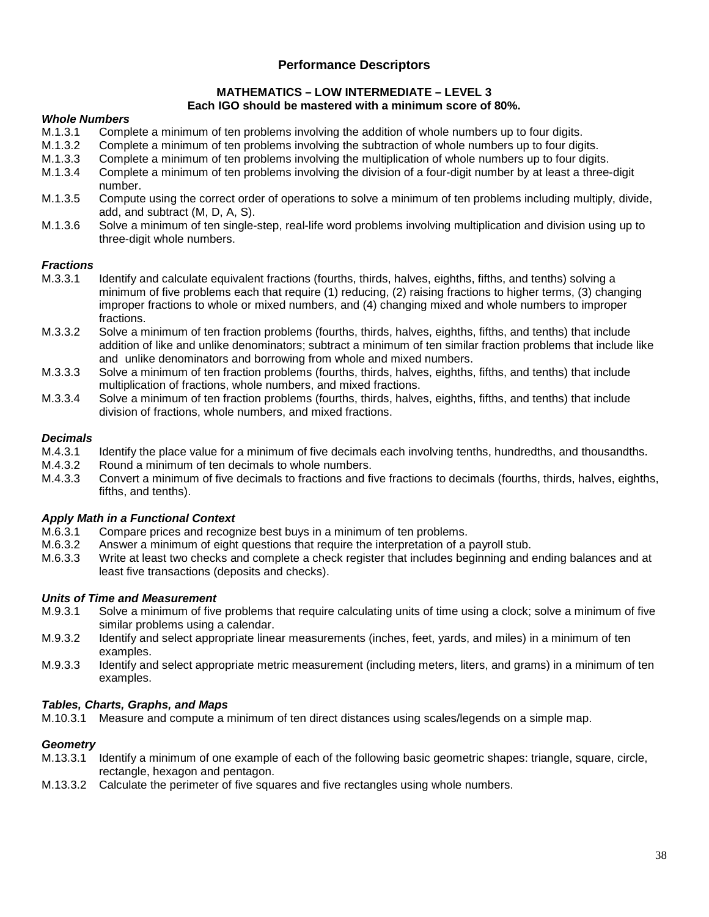## Performance Descriptors

### MATHEMATICS – LOW INTERMEDIATE – LEVEL 3
**Each IGO should be mastered with a minimum score of 80%.**

***Whole Numbers***

- M.1.3.1 Complete a minimum of ten problems involving the addition of whole numbers up to four digits.
- M.1.3.2 Complete a minimum of ten problems involving the subtraction of whole numbers up to four digits.
- M.1.3.3 Complete a minimum of ten problems involving the multiplication of whole numbers up to four digits.
- M.1.3.4 Complete a minimum of ten problems involving the division of a four-digit number by at least a three-digit number.
- M.1.3.5 Compute using the correct order of operations to solve a minimum of ten problems including multiply, divide, add, and subtract (M, D, A, S).
- M.1.3.6 Solve a minimum of ten single-step, real-life word problems involving multiplication and division using up to three-digit whole numbers.

***Fractions***

- M.3.3.1 Identify and calculate equivalent fractions (fourths, thirds, halves, eighths, fifths, and tenths) solving a minimum of five problems each that require (1) reducing, (2) raising fractions to higher terms, (3) changing improper fractions to whole or mixed numbers, and (4) changing mixed and whole numbers to improper fractions.
- M.3.3.2 Solve a minimum of ten fraction problems (fourths, thirds, halves, eighths, fifths, and tenths) that include addition of like and unlike denominators; subtract a minimum of ten similar fraction problems that include like and unlike denominators and borrowing from whole and mixed numbers.
- M.3.3.3 Solve a minimum of ten fraction problems (fourths, thirds, halves, eighths, fifths, and tenths) that include multiplication of fractions, whole numbers, and mixed fractions.
- M.3.3.4 Solve a minimum of ten fraction problems (fourths, thirds, halves, eighths, fifths, and tenths) that include division of fractions, whole numbers, and mixed fractions.

***Decimals***

- M.4.3.1 Identify the place value for a minimum of five decimals each involving tenths, hundredths, and thousandths.
- M.4.3.2 Round a minimum of ten decimals to whole numbers.
- M.4.3.3 Convert a minimum of five decimals to fractions and five fractions to decimals (fourths, thirds, halves, eighths, fifths, and tenths).

***Apply Math in a Functional Context***

- M.6.3.1 Compare prices and recognize best buys in a minimum of ten problems.
- M.6.3.2 Answer a minimum of eight questions that require the interpretation of a payroll stub.
- M.6.3.3 Write at least two checks and complete a check register that includes beginning and ending balances and at least five transactions (deposits and checks).

***Units of Time and Measurement***

- M.9.3.1 Solve a minimum of five problems that require calculating units of time using a clock; solve a minimum of five similar problems using a calendar.
- M.9.3.2 Identify and select appropriate linear measurements (inches, feet, yards, and miles) in a minimum of ten examples.
- M.9.3.3 Identify and select appropriate metric measurement (including meters, liters, and grams) in a minimum of ten examples.

***Tables, Charts, Graphs, and Maps***

- M.10.3.1 Measure and compute a minimum of ten direct distances using scales/legends on a simple map.

***Geometry***

- M.13.3.1 Identify a minimum of one example of each of the following basic geometric shapes: triangle, square, circle, rectangle, hexagon and pentagon.
- M.13.3.2 Calculate the perimeter of five squares and five rectangles using whole numbers.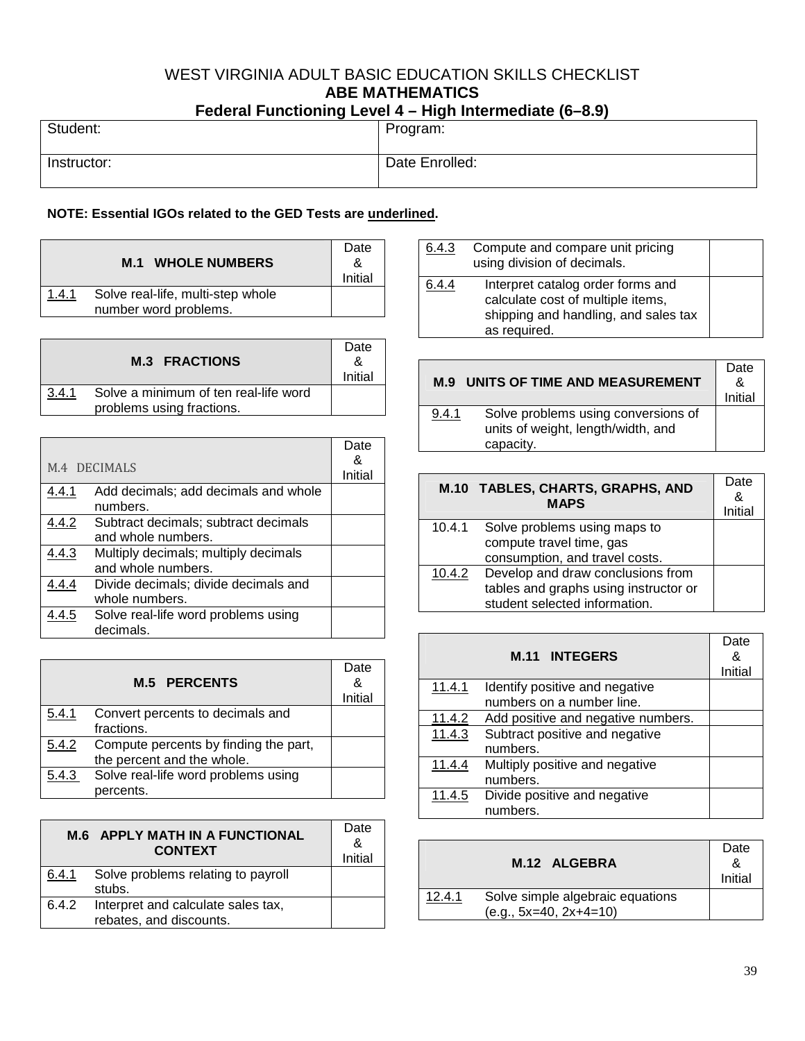# WEST VIRGINIA ADULT BASIC EDUCATION SKILLS CHECKLIST

## ABE MATHEMATICS

### Federal Functioning Level 4 – High Intermediate (6–8.9)

| Student: | Program: |
|---|---|
| Instructor: | Date Enrolled: |

**NOTE: Essential IGOs related to the GED Tests are underlined.**

| | M.1 WHOLE NUMBERS | Date & Initial |
|---|---|---|
| 1.4.1 | Solve real-life, multi-step whole number word problems. | |

| | M.3 FRACTIONS | Date & Initial |
|---|---|---|
| 3.4.1 | Solve a minimum of ten real-life word problems using fractions. | |

| | M.4 DECIMALS | Date & Initial |
|---|---|---|
| 4.4.1 | Add decimals; add decimals and whole numbers. | |
| 4.4.2 | Subtract decimals; subtract decimals and whole numbers. | |
| 4.4.3 | Multiply decimals; multiply decimals and whole numbers. | |
| 4.4.4 | Divide decimals; divide decimals and whole numbers. | |
| 4.4.5 | Solve real-life word problems using decimals. | |

| | M.5 PERCENTS | Date & Initial |
|---|---|---|
| 5.4.1 | Convert percents to decimals and fractions. | |
| 5.4.2 | Compute percents by finding the part, the percent and the whole. | |
| 5.4.3 | Solve real-life word problems using percents. | |

| | M.6 APPLY MATH IN A FUNCTIONAL CONTEXT | Date & Initial |
|---|---|---|
| 6.4.1 | Solve problems relating to payroll stubs. | |
| 6.4.2 | Interpret and calculate sales tax, rebates, and discounts. | |
| 6.4.3 | Compute and compare unit pricing using division of decimals. | |
| 6.4.4 | Interpret catalog order forms and calculate cost of multiple items, shipping and handling, and sales tax as required. | |

| | M.9 UNITS OF TIME AND MEASUREMENT | Date & Initial |
|---|---|---|
| 9.4.1 | Solve problems using conversions of units of weight, length/width, and capacity. | |

| | M.10 TABLES, CHARTS, GRAPHS, AND MAPS | Date & Initial |
|---|---|---|
| 10.4.1 | Solve problems using maps to compute travel time, gas consumption, and travel costs. | |
| 10.4.2 | Develop and draw conclusions from tables and graphs using instructor or student selected information. | |

| | M.11 INTEGERS | Date & Initial |
|---|---|---|
| 11.4.1 | Identify positive and negative numbers on a number line. | |
| 11.4.2 | Add positive and negative numbers. | |
| 11.4.3 | Subtract positive and negative numbers. | |
| 11.4.4 | Multiply positive and negative numbers. | |
| 11.4.5 | Divide positive and negative numbers. | |

| | M.12 ALGEBRA | Date & Initial |
|---|---|---|
| 12.4.1 | Solve simple algebraic equations (e.g., $5x=40$, $2x+4=10$) | |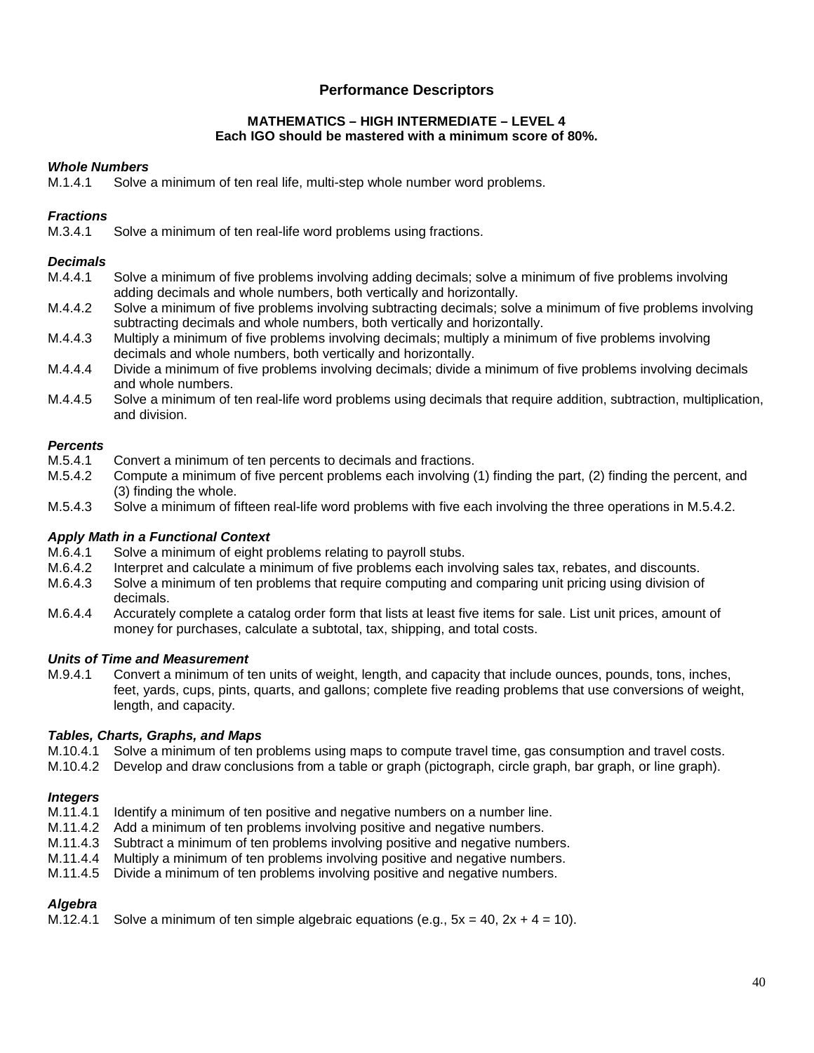## Performance Descriptors

**MATHEMATICS – HIGH INTERMEDIATE – LEVEL 4**
**Each IGO should be mastered with a minimum score of 80%.**

### *Whole Numbers*

M.1.4.1 Solve a minimum of ten real life, multi-step whole number word problems.

### *Fractions*

M.3.4.1 Solve a minimum of ten real-life word problems using fractions.

### *Decimals*

M.4.4.1 Solve a minimum of five problems involving adding decimals; solve a minimum of five problems involving adding decimals and whole numbers, both vertically and horizontally.

M.4.4.2 Solve a minimum of five problems involving subtracting decimals; solve a minimum of five problems involving subtracting decimals and whole numbers, both vertically and horizontally.

M.4.4.3 Multiply a minimum of five problems involving decimals; multiply a minimum of five problems involving decimals and whole numbers, both vertically and horizontally.

M.4.4.4 Divide a minimum of five problems involving decimals; divide a minimum of five problems involving decimals and whole numbers.

M.4.4.5 Solve a minimum of ten real-life word problems using decimals that require addition, subtraction, multiplication, and division.

### *Percents*

M.5.4.1 Convert a minimum of ten percents to decimals and fractions.

M.5.4.2 Compute a minimum of five percent problems each involving (1) finding the part, (2) finding the percent, and (3) finding the whole.

M.5.4.3 Solve a minimum of fifteen real-life word problems with five each involving the three operations in M.5.4.2.

### *Apply Math in a Functional Context*

M.6.4.1 Solve a minimum of eight problems relating to payroll stubs.

M.6.4.2 Interpret and calculate a minimum of five problems each involving sales tax, rebates, and discounts.

M.6.4.3 Solve a minimum of ten problems that require computing and comparing unit pricing using division of decimals.

M.6.4.4 Accurately complete a catalog order form that lists at least five items for sale. List unit prices, amount of money for purchases, calculate a subtotal, tax, shipping, and total costs.

### *Units of Time and Measurement*

M.9.4.1 Convert a minimum of ten units of weight, length, and capacity that include ounces, pounds, tons, inches, feet, yards, cups, pints, quarts, and gallons; complete five reading problems that use conversions of weight, length, and capacity.

### *Tables, Charts, Graphs, and Maps*

M.10.4.1 Solve a minimum of ten problems using maps to compute travel time, gas consumption and travel costs.

M.10.4.2 Develop and draw conclusions from a table or graph (pictograph, circle graph, bar graph, or line graph).

### *Integers*

M.11.4.1 Identify a minimum of ten positive and negative numbers on a number line.

M.11.4.2 Add a minimum of ten problems involving positive and negative numbers.

M.11.4.3 Subtract a minimum of ten problems involving positive and negative numbers.

M.11.4.4 Multiply a minimum of ten problems involving positive and negative numbers.

M.11.4.5 Divide a minimum of ten problems involving positive and negative numbers.

### *Algebra*

M.12.4.1 Solve a minimum of ten simple algebraic equations (e.g., $5x = 40$, $2x + 4 = 10$).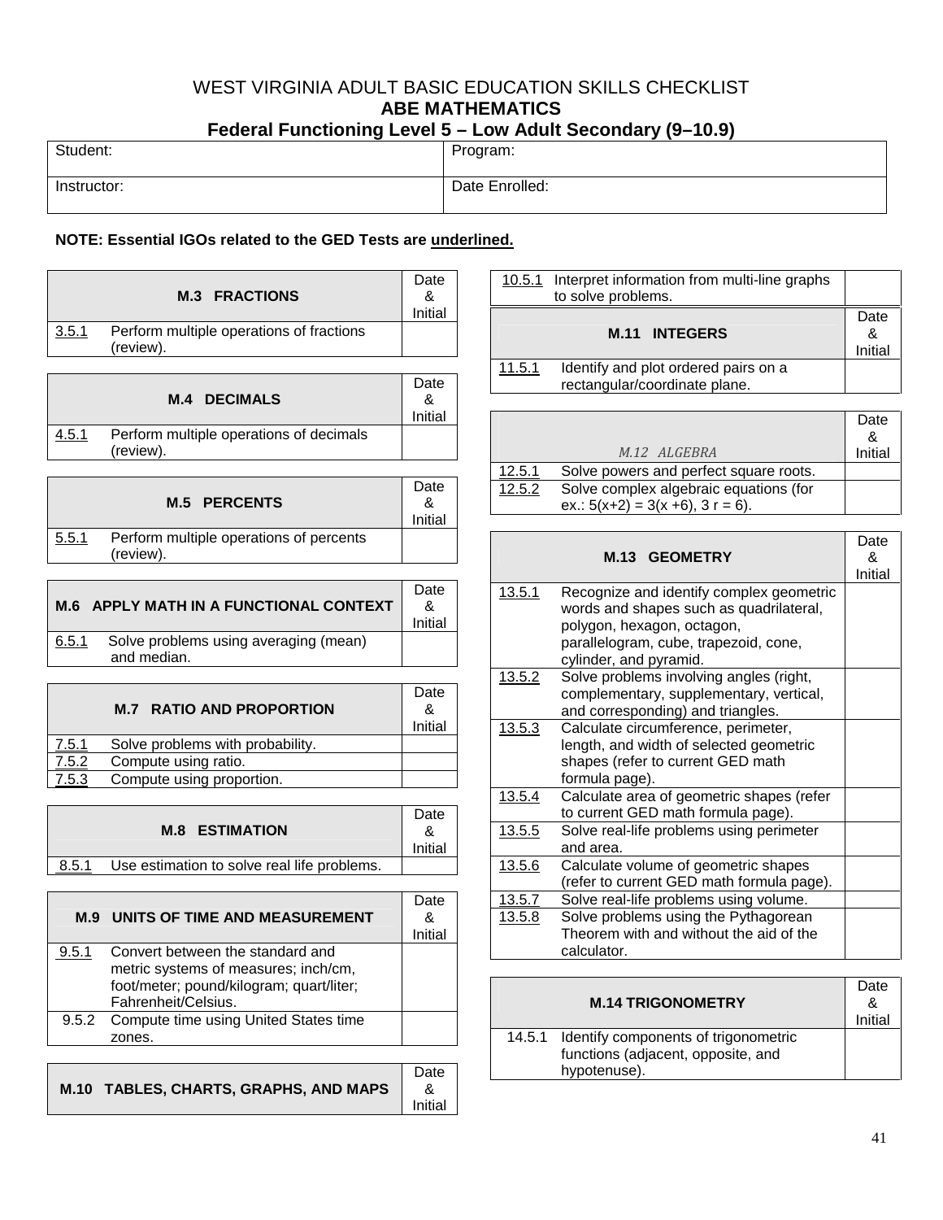# WEST VIRGINIA ADULT BASIC EDUCATION SKILLS CHECKLIST

## ABE MATHEMATICS

## Federal Functioning Level 5 – Low Adult Secondary (9–10.9)

| Student: | Program: |
|---|---|
| Instructor: | Date Enrolled: |

**NOTE: Essential IGOs related to the GED Tests are underlined.**

| M.3 FRACTIONS | | Date & Initial |
|---|---|---|
| 3.5.1 | Perform multiple operations of fractions (review). | |

| M.4 DECIMALS | | Date & Initial |
|---|---|---|
| 4.5.1 | Perform multiple operations of decimals (review). | |

| M.5 PERCENTS | | Date & Initial |
|---|---|---|
| 5.5.1 | Perform multiple operations of percents (review). | |

| M.6 APPLY MATH IN A FUNCTIONAL CONTEXT | | Date & Initial |
|---|---|---|
| 6.5.1 | Solve problems using averaging (mean) and median. | |

| M.7 RATIO AND PROPORTION | | Date & Initial |
|---|---|---|
| 7.5.1 | Solve problems with probability. | |
| 7.5.2 | Compute using ratio. | |
| 7.5.3 | Compute using proportion. | |

| M.8 ESTIMATION | | Date & Initial |
|---|---|---|
| 8.5.1 | Use estimation to solve real life problems. | |

| M.9 UNITS OF TIME AND MEASUREMENT | | Date & Initial |
|---|---|---|
| 9.5.1 | Convert between the standard and metric systems of measures; inch/cm, foot/meter; pound/kilogram; quart/liter; Fahrenheit/Celsius. | |
| 9.5.2 | Compute time using United States time zones. | |

| M.10 TABLES, CHARTS, GRAPHS, AND MAPS | | Date & Initial |
|---|---|---|
| 10.5.1 | Interpret information from multi-line graphs to solve problems. | |

| M.11 INTEGERS | | Date & Initial |
|---|---|---|
| 11.5.1 | Identify and plot ordered pairs on a rectangular/coordinate plane. | |

| M.12 ALGEBRA | | Date & Initial |
|---|---|---|
| 12.5.1 | Solve powers and perfect square roots. | |
| 12.5.2 | Solve complex algebraic equations (for ex.: $5(x+2) = 3(x+6)$, $3r = 6$). | |

| M.13 GEOMETRY | | Date & Initial |
|---|---|---|
| 13.5.1 | Recognize and identify complex geometric words and shapes such as quadrilateral, polygon, hexagon, octagon, parallelogram, cube, trapezoid, cone, cylinder, and pyramid. | |
| 13.5.2 | Solve problems involving angles (right, complementary, supplementary, vertical, and corresponding) and triangles. | |
| 13.5.3 | Calculate circumference, perimeter, length, and width of selected geometric shapes (refer to current GED math formula page). | |
| 13.5.4 | Calculate area of geometric shapes (refer to current GED math formula page). | |
| 13.5.5 | Solve real-life problems using perimeter and area. | |
| 13.5.6 | Calculate volume of geometric shapes (refer to current GED math formula page). | |
| 13.5.7 | Solve real-life problems using volume. | |
| 13.5.8 | Solve problems using the Pythagorean Theorem with and without the aid of the calculator. | |

| M.14 TRIGONOMETRY | | Date & Initial |
|---|---|---|
| 14.5.1 | Identify components of trigonometric functions (adjacent, opposite, and hypotenuse). | |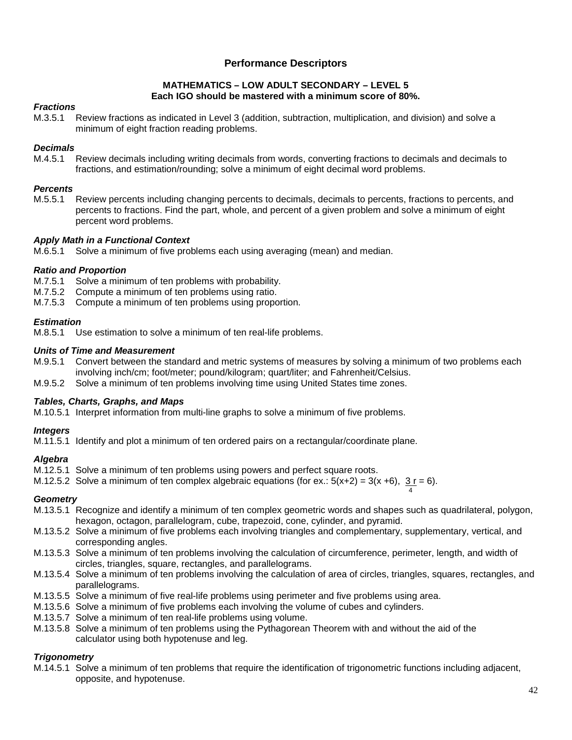## Performance Descriptors

**MATHEMATICS – LOW ADULT SECONDARY – LEVEL 5**
**Each IGO should be mastered with a minimum score of 80%.**

### *Fractions*

M.3.5.1 Review fractions as indicated in Level 3 (addition, subtraction, multiplication, and division) and solve a minimum of eight fraction reading problems.

### *Decimals*

M.4.5.1 Review decimals including writing decimals from words, converting fractions to decimals and decimals to fractions, and estimation/rounding; solve a minimum of eight decimal word problems.

### *Percents*

M.5.5.1 Review percents including changing percents to decimals, decimals to percents, fractions to percents, and percents to fractions. Find the part, whole, and percent of a given problem and solve a minimum of eight percent word problems.

### *Apply Math in a Functional Context*

M.6.5.1 Solve a minimum of five problems each using averaging (mean) and median.

### *Ratio and Proportion*

M.7.5.1 Solve a minimum of ten problems with probability.
M.7.5.2 Compute a minimum of ten problems using ratio.
M.7.5.3 Compute a minimum of ten problems using proportion.

### *Estimation*

M.8.5.1 Use estimation to solve a minimum of ten real-life problems.

### *Units of Time and Measurement*

M.9.5.1 Convert between the standard and metric systems of measures by solving a minimum of two problems each involving inch/cm; foot/meter; pound/kilogram; quart/liter; and Fahrenheit/Celsius.
M.9.5.2 Solve a minimum of ten problems involving time using United States time zones.

### *Tables, Charts, Graphs, and Maps*

M.10.5.1 Interpret information from multi-line graphs to solve a minimum of five problems.

### *Integers*

M.11.5.1 Identify and plot a minimum of ten ordered pairs on a rectangular/coordinate plane.

### *Algebra*

M.12.5.1 Solve a minimum of ten problems using powers and perfect square roots.
M.12.5.2 Solve a minimum of ten complex algebraic equations (for ex.: $5(x+2) = 3(x+6)$, $\frac{3r}{4} = 6$).

### *Geometry*

M.13.5.1 Recognize and identify a minimum of ten complex geometric words and shapes such as quadrilateral, polygon, hexagon, octagon, parallelogram, cube, trapezoid, cone, cylinder, and pyramid.
M.13.5.2 Solve a minimum of five problems each involving triangles and complementary, supplementary, vertical, and corresponding angles.
M.13.5.3 Solve a minimum of ten problems involving the calculation of circumference, perimeter, length, and width of circles, triangles, square, rectangles, and parallelograms.
M.13.5.4 Solve a minimum of ten problems involving the calculation of area of circles, triangles, squares, rectangles, and parallelograms.
M.13.5.5 Solve a minimum of five real-life problems using perimeter and five problems using area.
M.13.5.6 Solve a minimum of five problems each involving the volume of cubes and cylinders.
M.13.5.7 Solve a minimum of ten real-life problems using volume.
M.13.5.8 Solve a minimum of ten problems using the Pythagorean Theorem with and without the aid of the calculator using both hypotenuse and leg.

### *Trigonometry*

M.14.5.1 Solve a minimum of ten problems that require the identification of trigonometric functions including adjacent, opposite, and hypotenuse.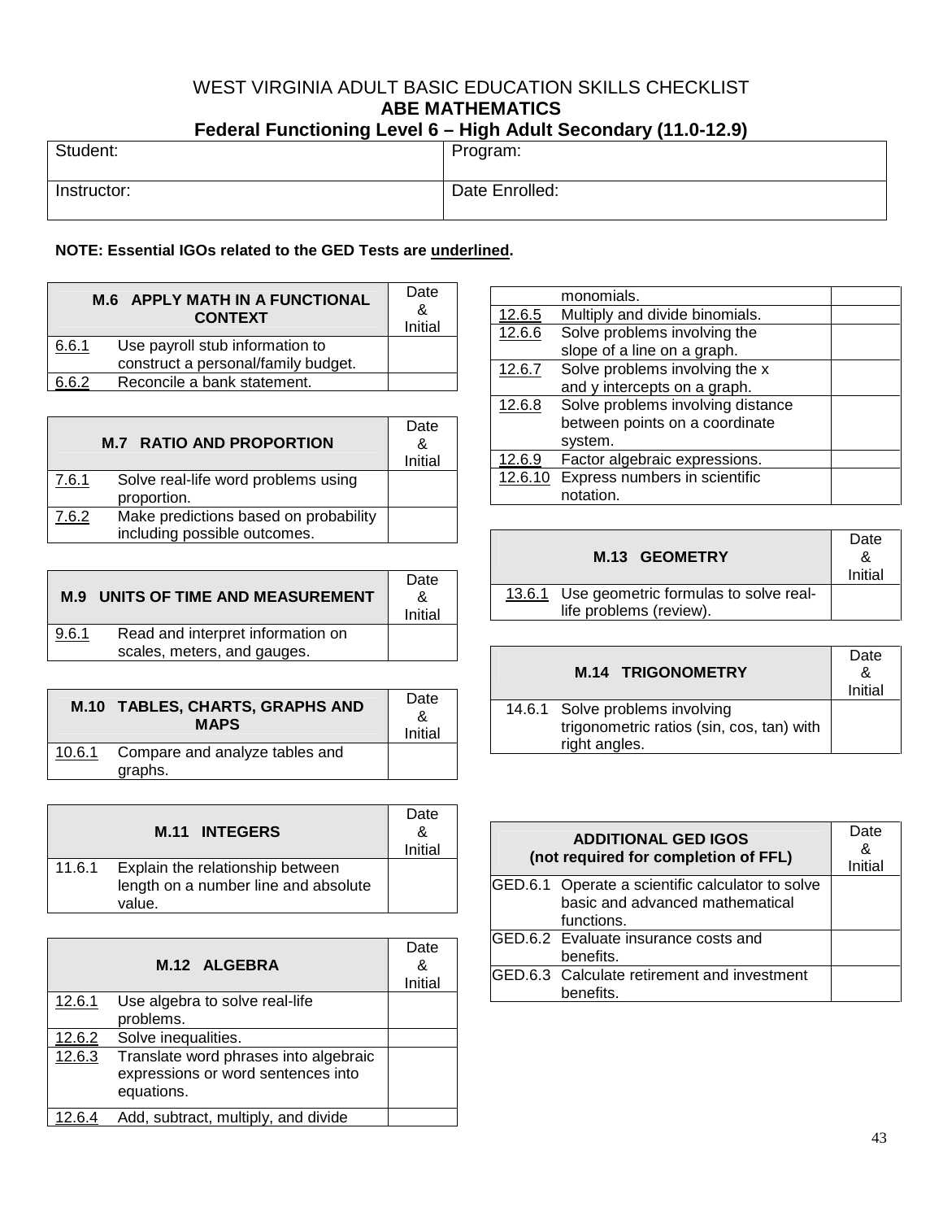WEST VIRGINIA ADULT BASIC EDUCATION SKILLS CHECKLIST

**ABE MATHEMATICS**

**Federal Functioning Level 6 – High Adult Secondary (11.0-12.9)**

| Student: | Program: |
|---|---|
| Instructor: | Date Enrolled: |

**NOTE: Essential IGOs related to the GED Tests are underlined.**

| **M.6 APPLY MATH IN A FUNCTIONAL CONTEXT** | | Date & Initial |
|---|---|---|
| 6.6.1 | Use payroll stub information to construct a personal/family budget. | |
| 6.6.2 | Reconcile a bank statement. | |

| **M.7 RATIO AND PROPORTION** | | Date & Initial |
|---|---|---|
| 7.6.1 | Solve real-life word problems using proportion. | |
| 7.6.2 | Make predictions based on probability including possible outcomes. | |

| **M.9 UNITS OF TIME AND MEASUREMENT** | | Date & Initial |
|---|---|---|
| 9.6.1 | Read and interpret information on scales, meters, and gauges. | |

| **M.10 TABLES, CHARTS, GRAPHS AND MAPS** | | Date & Initial |
|---|---|---|
| 10.6.1 | Compare and analyze tables and graphs. | |

| **M.11 INTEGERS** | | Date & Initial |
|---|---|---|
| 11.6.1 | Explain the relationship between length on a number line and absolute value. | |

| **M.12 ALGEBRA** | | Date & Initial |
|---|---|---|
| 12.6.1 | Use algebra to solve real-life problems. | |
| 12.6.2 | Solve inequalities. | |
| 12.6.3 | Translate word phrases into algebraic expressions or word sentences into equations. | |
| 12.6.4 | Add, subtract, multiply, and divide monomials. | |
| 12.6.5 | Multiply and divide binomials. | |
| 12.6.6 | Solve problems involving the slope of a line on a graph. | |
| 12.6.7 | Solve problems involving the x and y intercepts on a graph. | |
| 12.6.8 | Solve problems involving distance between points on a coordinate system. | |
| 12.6.9 | Factor algebraic expressions. | |
| 12.6.10 | Express numbers in scientific notation. | |

| **M.13 GEOMETRY** | | Date & Initial |
|---|---|---|
| 13.6.1 | Use geometric formulas to solve real-life problems (review). | |

| **M.14 TRIGONOMETRY** | | Date & Initial |
|---|---|---|
| 14.6.1 | Solve problems involving trigonometric ratios (sin, cos, tan) with right angles. | |

| **ADDITIONAL GED IGOS (not required for completion of FFL)** | | Date & Initial |
|---|---|---|
| GED.6.1 | Operate a scientific calculator to solve basic and advanced mathematical functions. | |
| GED.6.2 | Evaluate insurance costs and benefits. | |
| GED.6.3 | Calculate retirement and investment benefits. | |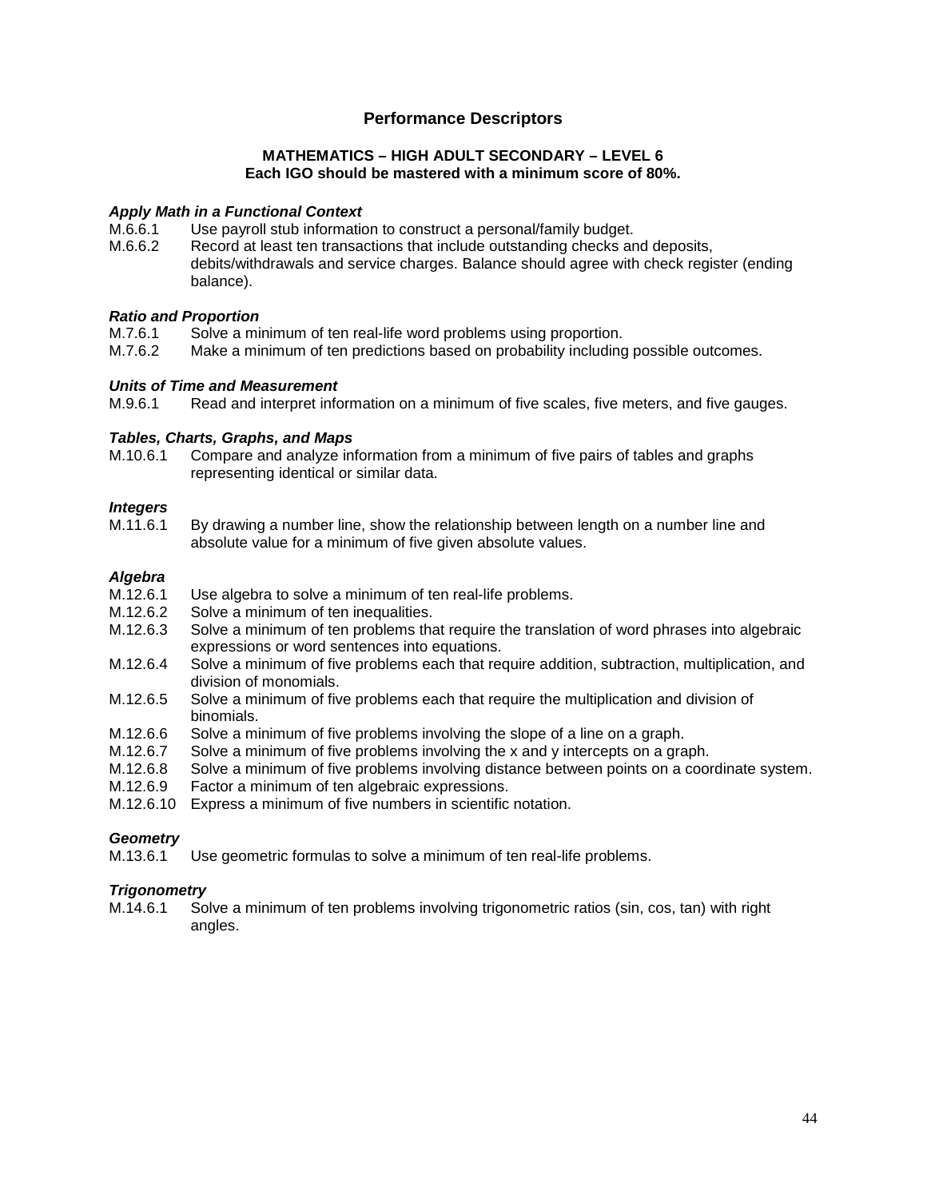## Performance Descriptors

**MATHEMATICS – HIGH ADULT SECONDARY – LEVEL 6**
**Each IGO should be mastered with a minimum score of 80%.**

***Apply Math in a Functional Context***

- M.6.6.1 Use payroll stub information to construct a personal/family budget.
- M.6.6.2 Record at least ten transactions that include outstanding checks and deposits, debits/withdrawals and service charges. Balance should agree with check register (ending balance).

***Ratio and Proportion***

- M.7.6.1 Solve a minimum of ten real-life word problems using proportion.
- M.7.6.2 Make a minimum of ten predictions based on probability including possible outcomes.

***Units of Time and Measurement***

- M.9.6.1 Read and interpret information on a minimum of five scales, five meters, and five gauges.

***Tables, Charts, Graphs, and Maps***

- M.10.6.1 Compare and analyze information from a minimum of five pairs of tables and graphs representing identical or similar data.

***Integers***

- M.11.6.1 By drawing a number line, show the relationship between length on a number line and absolute value for a minimum of five given absolute values.

***Algebra***

- M.12.6.1 Use algebra to solve a minimum of ten real-life problems.
- M.12.6.2 Solve a minimum of ten inequalities.
- M.12.6.3 Solve a minimum of ten problems that require the translation of word phrases into algebraic expressions or word sentences into equations.
- M.12.6.4 Solve a minimum of five problems each that require addition, subtraction, multiplication, and division of monomials.
- M.12.6.5 Solve a minimum of five problems each that require the multiplication and division of binomials.
- M.12.6.6 Solve a minimum of five problems involving the slope of a line on a graph.
- M.12.6.7 Solve a minimum of five problems involving the x and y intercepts on a graph.
- M.12.6.8 Solve a minimum of five problems involving distance between points on a coordinate system.
- M.12.6.9 Factor a minimum of ten algebraic expressions.
- M.12.6.10 Express a minimum of five numbers in scientific notation.

***Geometry***

- M.13.6.1 Use geometric formulas to solve a minimum of ten real-life problems.

***Trigonometry***

- M.14.6.1 Solve a minimum of ten problems involving trigonometric ratios (sin, cos, tan) with right angles.